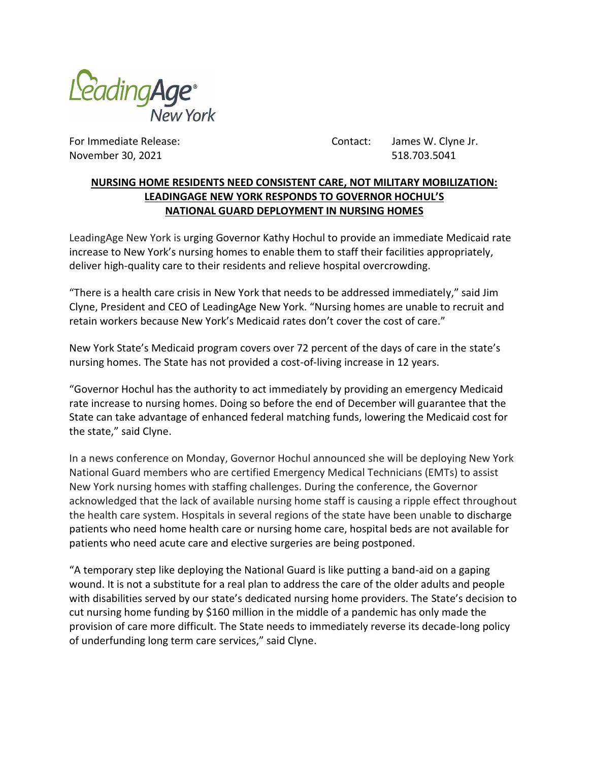LeadingAge® New York

For Immediate Release:
November 30, 2021

Contact: James W. Clyne Jr.
518.703.5041

**NURSING HOME RESIDENTS NEED CONSISTENT CARE, NOT MILITARY MOBILIZATION: LEADINGAGE NEW YORK RESPONDS TO GOVERNOR HOCHUL'S NATIONAL GUARD DEPLOYMENT IN NURSING HOMES**

LeadingAge New York is urging Governor Kathy Hochul to provide an immediate Medicaid rate increase to New York's nursing homes to enable them to staff their facilities appropriately, deliver high-quality care to their residents and relieve hospital overcrowding.

"There is a health care crisis in New York that needs to be addressed immediately," said Jim Clyne, President and CEO of LeadingAge New York. "Nursing homes are unable to recruit and retain workers because New York's Medicaid rates don't cover the cost of care."

New York State's Medicaid program covers over 72 percent of the days of care in the state's nursing homes. The State has not provided a cost-of-living increase in 12 years.

"Governor Hochul has the authority to act immediately by providing an emergency Medicaid rate increase to nursing homes. Doing so before the end of December will guarantee that the State can take advantage of enhanced federal matching funds, lowering the Medicaid cost for the state," said Clyne.

In a news conference on Monday, Governor Hochul announced she will be deploying New York National Guard members who are certified Emergency Medical Technicians (EMTs) to assist New York nursing homes with staffing challenges. During the conference, the Governor acknowledged that the lack of available nursing home staff is causing a ripple effect throughout the health care system. Hospitals in several regions of the state have been unable to discharge patients who need home health care or nursing home care, hospital beds are not available for patients who need acute care and elective surgeries are being postponed.

"A temporary step like deploying the National Guard is like putting a band-aid on a gaping wound. It is not a substitute for a real plan to address the care of the older adults and people with disabilities served by our state's dedicated nursing home providers. The State's decision to cut nursing home funding by $160 million in the middle of a pandemic has only made the provision of care more difficult. The State needs to immediately reverse its decade-long policy of underfunding long term care services," said Clyne.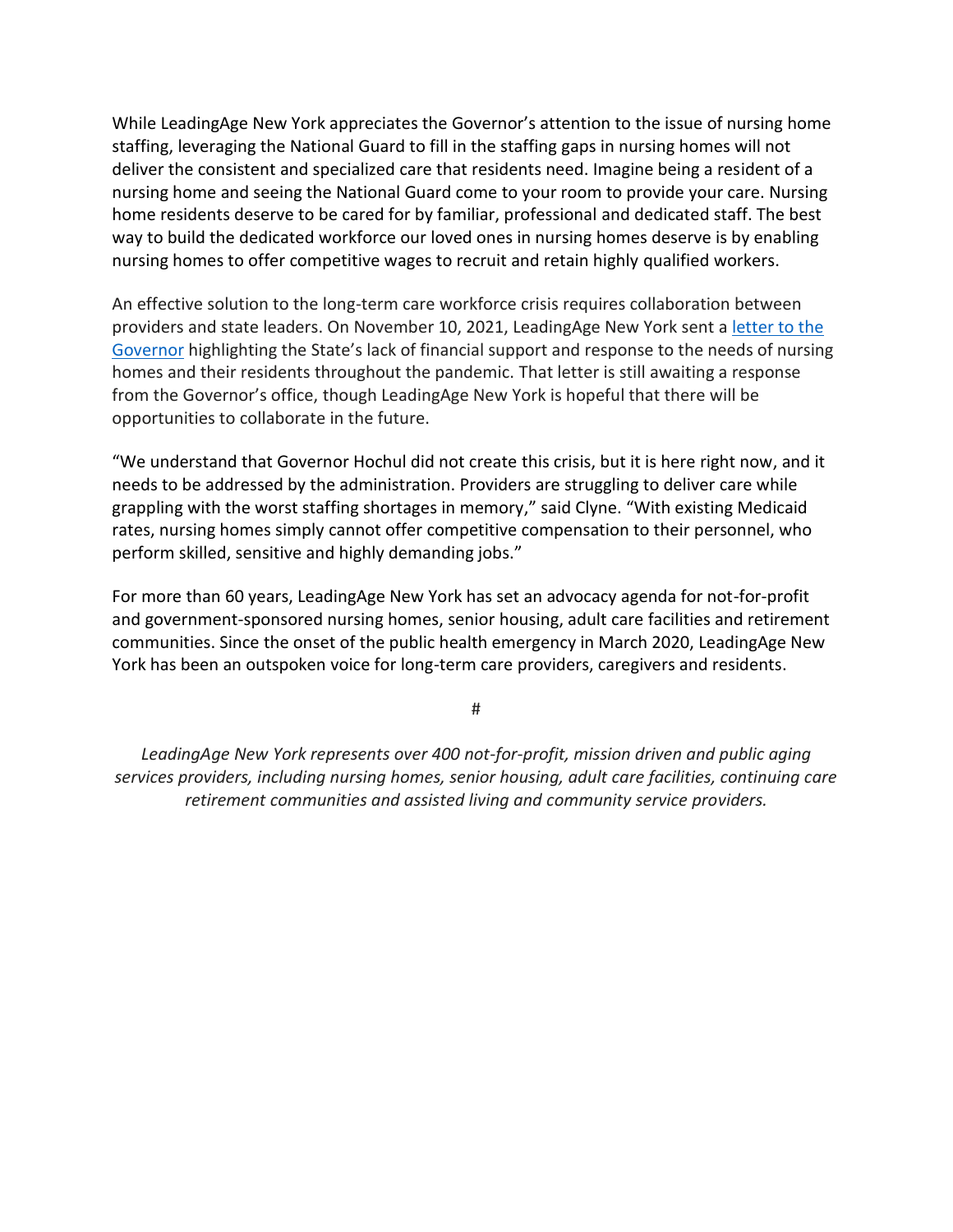While LeadingAge New York appreciates the Governor's attention to the issue of nursing home staffing, leveraging the National Guard to fill in the staffing gaps in nursing homes will not deliver the consistent and specialized care that residents need. Imagine being a resident of a nursing home and seeing the National Guard come to your room to provide your care. Nursing home residents deserve to be cared for by familiar, professional and dedicated staff. The best way to build the dedicated workforce our loved ones in nursing homes deserve is by enabling nursing homes to offer competitive wages to recruit and retain highly qualified workers.

An effective solution to the long-term care workforce crisis requires collaboration between providers and state leaders. On November 10, 2021, LeadingAge New York sent a letter to the Governor highlighting the State's lack of financial support and response to the needs of nursing homes and their residents throughout the pandemic. That letter is still awaiting a response from the Governor's office, though LeadingAge New York is hopeful that there will be opportunities to collaborate in the future.

"We understand that Governor Hochul did not create this crisis, but it is here right now, and it needs to be addressed by the administration. Providers are struggling to deliver care while grappling with the worst staffing shortages in memory," said Clyne. "With existing Medicaid rates, nursing homes simply cannot offer competitive compensation to their personnel, who perform skilled, sensitive and highly demanding jobs."

For more than 60 years, LeadingAge New York has set an advocacy agenda for not-for-profit and government-sponsored nursing homes, senior housing, adult care facilities and retirement communities. Since the onset of the public health emergency in March 2020, LeadingAge New York has been an outspoken voice for long-term care providers, caregivers and residents.

#

*LeadingAge New York represents over 400 not-for-profit, mission driven and public aging services providers, including nursing homes, senior housing, adult care facilities, continuing care retirement communities and assisted living and community service providers.*